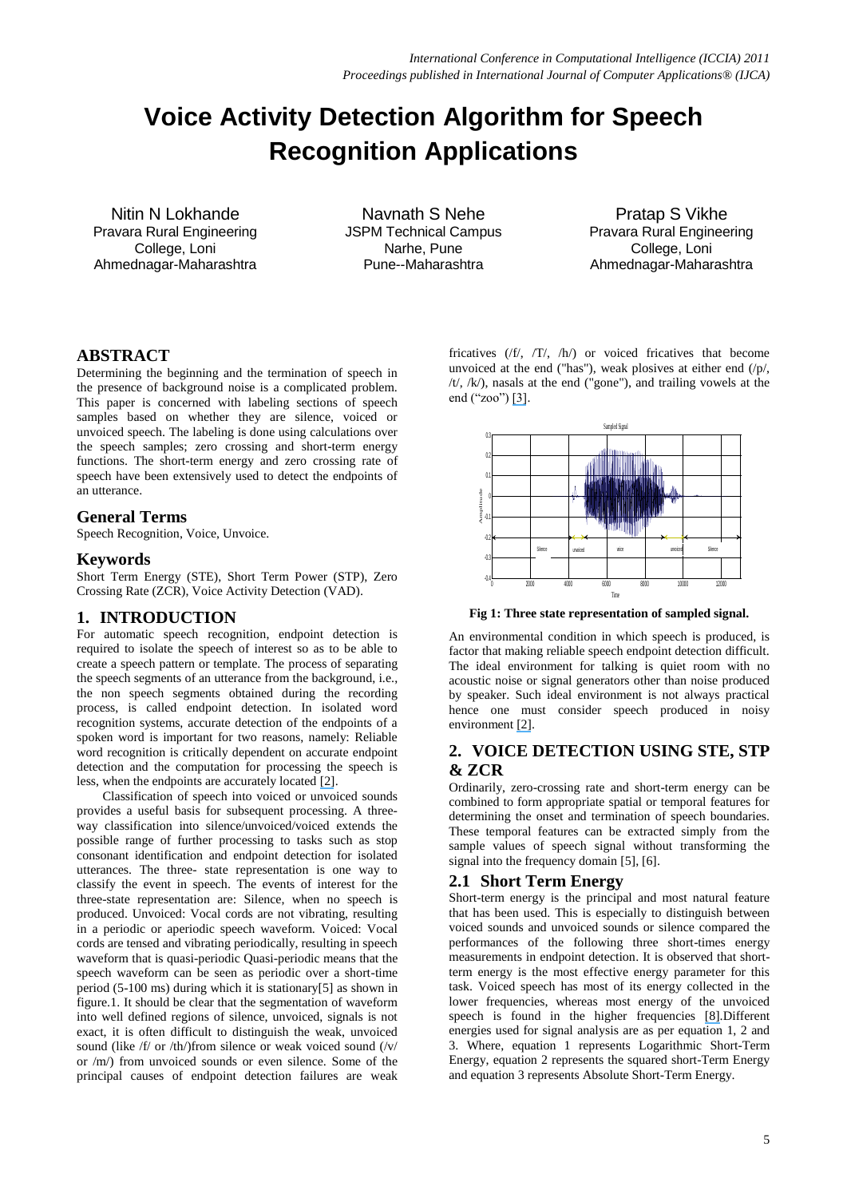# Voice Activity Detection Algorithm for Speech Recognition Applications

Nitin N Lokhande
Pravara Rural Engineering College, Loni
Ahmednagar-Maharashtra

Navnath S Nehe
JSPM Technical Campus
Narhe, Pune
Pune--Maharashtra

Pratap S Vikhe
Pravara Rural Engineering College, Loni
Ahmednagar-Maharashtra

## ABSTRACT

Determining the beginning and the termination of speech in the presence of background noise is a complicated problem. This paper is concerned with labeling sections of speech samples based on whether they are silence, voiced or unvoiced speech. The labeling is done using calculations over the speech samples; zero crossing and short-term energy functions. The short-term energy and zero crossing rate of speech have been extensively used to detect the endpoints of an utterance.

## General Terms

Speech Recognition, Voice, Unvoice.

## Keywords

Short Term Energy (STE), Short Term Power (STP), Zero Crossing Rate (ZCR), Voice Activity Detection (VAD).

## 1. INTRODUCTION

For automatic speech recognition, endpoint detection is required to isolate the speech of interest so as to be able to create a speech pattern or template. The process of separating the speech segments of an utterance from the background, i.e., the non speech segments obtained during the recording process, is called endpoint detection. In isolated word recognition systems, accurate detection of the endpoints of a spoken word is important for two reasons, namely: Reliable word recognition is critically dependent on accurate endpoint detection and the computation for processing the speech is less, when the endpoints are accurately located [2].

Classification of speech into voiced or unvoiced sounds provides a useful basis for subsequent processing. A three-way classification into silence/unvoiced/voiced extends the possible range of further processing to tasks such as stop consonant identification and endpoint detection for isolated utterances. The three- state representation is one way to classify the event in speech. The events of interest for the three-state representation are: Silence, when no speech is produced. Unvoiced: Vocal cords are not vibrating, resulting in a periodic or aperiodic speech waveform. Voiced: Vocal cords are tensed and vibrating periodically, resulting in speech waveform that is quasi-periodic Quasi-periodic means that the speech waveform can be seen as periodic over a short-time period (5-100 ms) during which it is stationary[5] as shown in figure.1. It should be clear that the segmentation of waveform into well defined regions of silence, unvoiced, signals is not exact, it is often difficult to distinguish the weak, unvoiced sound (like /f/ or /th/)from silence or weak voiced sound (/v/ or /m/) from unvoiced sounds or even silence. Some of the principal causes of endpoint detection failures are weak fricatives (/f/, /T/, /h/) or voiced fricatives that become unvoiced at the end ("has"), weak plosives at either end (/p/, /t/, /k/), nasals at the end ("gone"), and trailing vowels at the end ("zoo") [3].

Sampled Signal

Amplitude

0.3
0.2
0.1
0
-0.1
-0.2
-0.3
-0.4

Silence | unvoiced | voice | unvoiced | Silence

0 2000 4000 6000 8000 10000 12000

Time

**Fig 1: Three state representation of sampled signal.**

An environmental condition in which speech is produced, is factor that making reliable speech endpoint detection difficult. The ideal environment for talking is quiet room with no acoustic noise or signal generators other than noise produced by speaker. Such ideal environment is not always practical hence one must consider speech produced in noisy environment [2].

## 2. VOICE DETECTION USING STE, STP & ZCR

Ordinarily, zero-crossing rate and short-term energy can be combined to form appropriate spatial or temporal features for determining the onset and termination of speech boundaries. These temporal features can be extracted simply from the sample values of speech signal without transforming the signal into the frequency domain [5], [6].

### 2.1 Short Term Energy

Short-term energy is the principal and most natural feature that has been used. This is especially to distinguish between voiced sounds and unvoiced sounds or silence compared the performances of the following three short-times energy measurements in endpoint detection. It is observed that short-term energy is the most effective energy parameter for this task. Voiced speech has most of its energy collected in the lower frequencies, whereas most energy of the unvoiced speech is found in the higher frequencies [8].Different energies used for signal analysis are as per equation 1, 2 and 3. Where, equation 1 represents Logarithmic Short-Term Energy, equation 2 represents the squared short-Term Energy and equation 3 represents Absolute Short-Term Energy.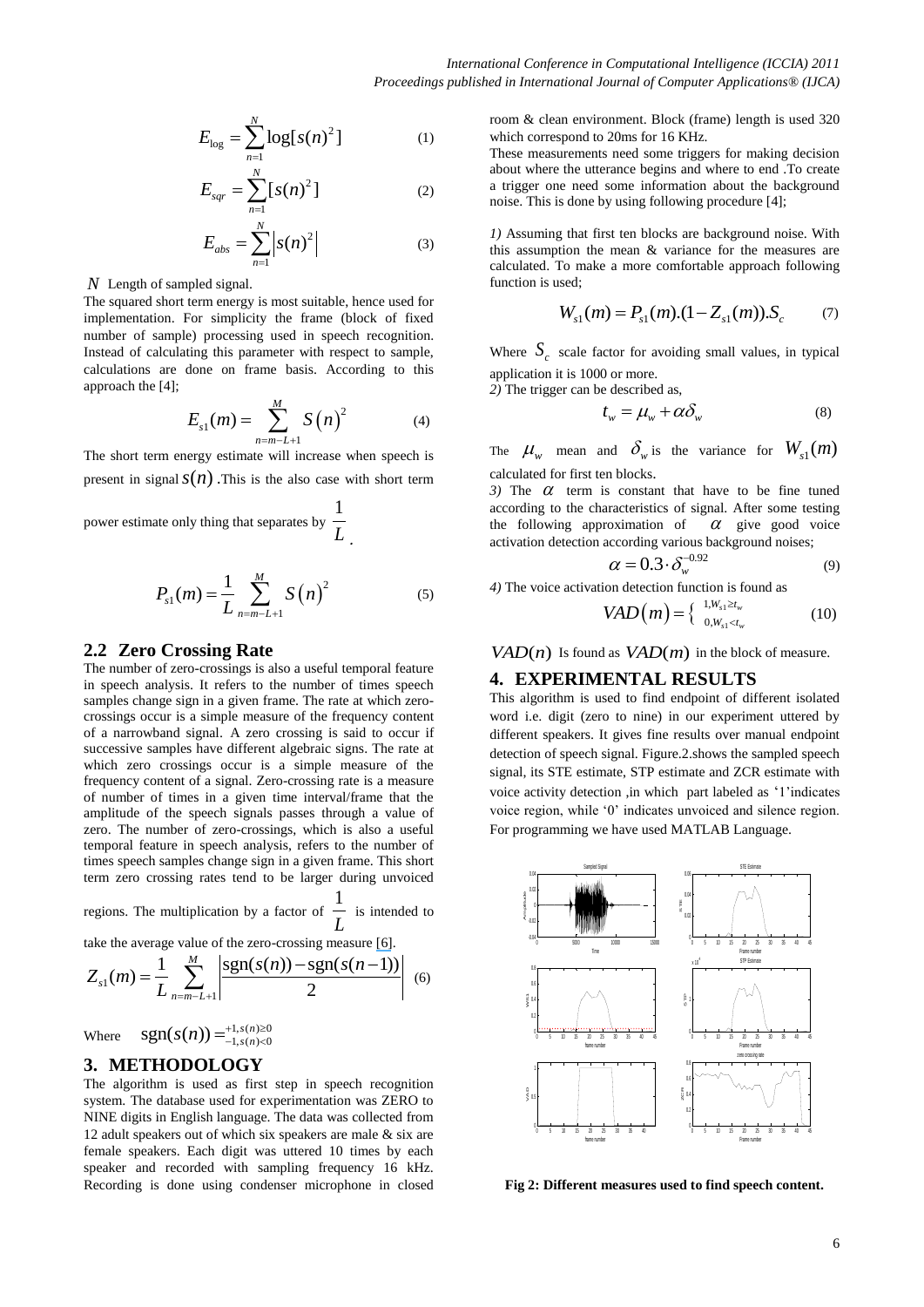$$E_{\log} = \sum_{n=1}^{N} \log[s(n)^2] \quad (1)$$

$$E_{sqr} = \sum_{n=1}^{N} [s(n)^2] \quad (2)$$

$$E_{abs} = \sum_{n=1}^{N} \left| s(n)^2 \right| \quad (3)$$

$N$ Length of sampled signal.

The squared short term energy is most suitable, hence used for implementation. For simplicity the frame (block of fixed number of sample) processing used in speech recognition. Instead of calculating this parameter with respect to sample, calculations are done on frame basis. According to this approach the [4];

$$E_{s1}(m) = \sum_{n=m-L+1}^{M} S(n)^2 \quad (4)$$

The short term energy estimate will increase when speech is present in signal $s(n)$ .This is the also case with short term power estimate only thing that separates by $\frac{1}{L}$.

$$P_{s1}(m) = \frac{1}{L} \sum_{n=m-L+1}^{M} S(n)^2 \quad (5)$$

## 2.2 Zero Crossing Rate

The number of zero-crossings is also a useful temporal feature in speech analysis. It refers to the number of times speech samples change sign in a given frame. The rate at which zero-crossings occur is a simple measure of the frequency content of a narrowband signal. A zero crossing is said to occur if successive samples have different algebraic signs. The rate at which zero crossings occur is a simple measure of the frequency content of a signal. Zero-crossing rate is a measure of number of times in a given time interval/frame that the amplitude of the speech signals passes through a value of zero. The number of zero-crossings, which is also a useful temporal feature in speech analysis, refers to the number of times speech samples change sign in a given frame. This short term zero crossing rates tend to be larger during unvoiced regions. The multiplication by a factor of $\frac{1}{L}$ is intended to take the average value of the zero-crossing measure [6].

$$Z_{s1}(m) = \frac{1}{L} \sum_{n=m-L+1}^{M} \left| \frac{\text{sgn}(s(n)) - \text{sgn}(s(n-1))}{2} \right| \quad (6)$$

Where $\text{sgn}(s(n)) = {}^{+1, s(n) \geq 0}_{-1, s(n) < 0}$

# 3. METHODOLOGY

The algorithm is used as first step in speech recognition system. The database used for experimentation was ZERO to NINE digits in English language. The data was collected from 12 adult speakers out of which six speakers are male & six are female speakers. Each digit was uttered 10 times by each speaker and recorded with sampling frequency 16 kHz. Recording is done using condenser microphone in closed room & clean environment. Block (frame) length is used 320 which correspond to 20ms for 16 KHz.

These measurements need some triggers for making decision about where the utterance begins and where to end .To create a trigger one need some information about the background noise. This is done by using following procedure [4];

*1)* Assuming that first ten blocks are background noise. With this assumption the mean & variance for the measures are calculated. To make a more comfortable approach following function is used;

$$W_{s1}(m) = P_{s1}(m).(1 - Z_{s1}(m)).S_c \quad (7)$$

Where $S_c$ scale factor for avoiding small values, in typical application it is 1000 or more.

*2)* The trigger can be described as,

$$t_w = \mu_w + \alpha \delta_w \quad (8)$$

The $\mu_w$ mean and $\delta_w$ is the variance for $W_{s1}(m)$ calculated for first ten blocks.

*3)* The $\alpha$ term is constant that have to be fine tuned according to the characteristics of signal. After some testing the following approximation of $\alpha$ give good voice activation detection according various background noises;

$$\alpha = 0.3 \cdot \delta_w^{-0.92} \quad (9)$$

*4)* The voice activation detection function is found as

$$VAD(m) = \{ {}^{1, W_{s1} \geq t_w}_{0, W_{s1} < t_w} \quad (10)$$

$VAD(n)$ Is found as $VAD(m)$ in the block of measure.

# 4. EXPERIMENTAL RESULTS

This algorithm is used to find endpoint of different isolated word i.e. digit (zero to nine) in our experiment uttered by different speakers. It gives fine results over manual endpoint detection of speech signal. Figure.2.shows the sampled speech signal, its STE estimate, STP estimate and ZCR estimate with voice activity detection ,in which part labeled as '1'indicates voice region, while '0' indicates unvoiced and silence region. For programming we have used MATLAB Language.

Sampled Signal
STE Estimate
STP Estimate
zero crossing rate

**Fig 2: Different measures used to find speech content.**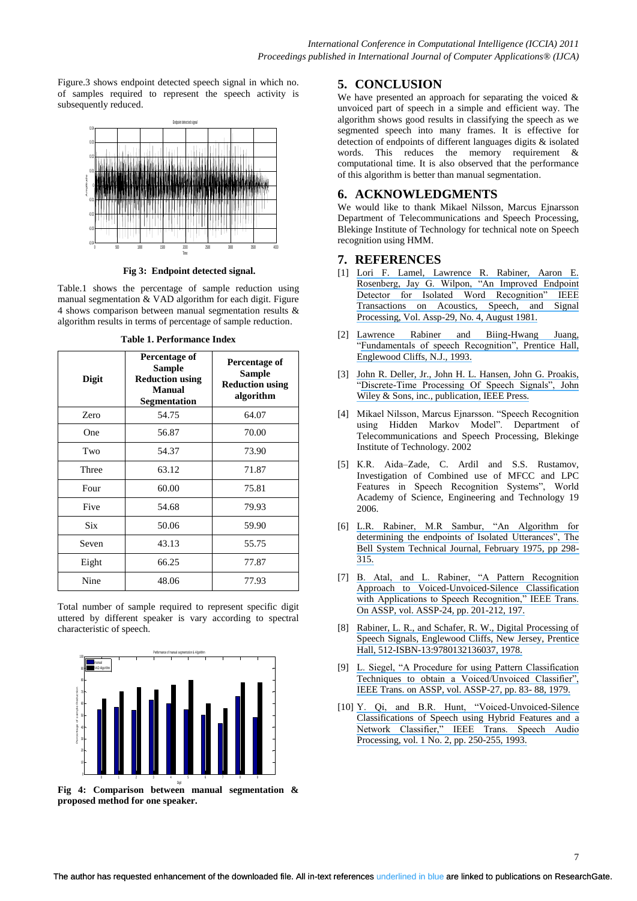Figure.3 shows endpoint detected speech signal in which no. of samples required to represent the speech activity is subsequently reduced.

Endpoint detected signal

Amplitude

Time

0.04
0.03
0.02
0.01
0
-0.01
-0.02
-0.03
-0.04

0 500 1000 1500 2000 2500 3000 3500 4000

**Fig 3: Endpoint detected signal.**

Table.1 shows the percentage of sample reduction using manual segmentation & VAD algorithm for each digit. Figure 4 shows comparison between manual segmentation results & algorithm results in terms of percentage of sample reduction.

**Table 1. Performance Index**

| Digit | Percentage of Sample Reduction using Manual Segmentation | Percentage of Sample Reduction using algorithm |
|---|---|---|
| Zero | 54.75 | 64.07 |
| One | 56.87 | 70.00 |
| Two | 54.37 | 73.90 |
| Three | 63.12 | 71.87 |
| Four | 60.00 | 75.81 |
| Five | 54.68 | 79.93 |
| Six | 50.06 | 59.90 |
| Seven | 43.13 | 55.75 |
| Eight | 66.25 | 77.87 |
| Nine | 48.06 | 77.93 |

Total number of sample required to represent specific digit uttered by different speaker is vary according to spectral characteristic of speech.

Performance of manual segmentation & Algorithm

Manual

VAD Algorithm

Percentage of sample reduction

Digit

100
90
80
70
60
50
40
30
20
10
0

0 1 2 3 4 5 6 7 8 9

**Fig 4: Comparison between manual segmentation & proposed method for one speaker.**

## 5. CONCLUSION

We have presented an approach for separating the voiced & unvoiced part of speech in a simple and efficient way. The algorithm shows good results in classifying the speech as we segmented speech into many frames. It is effective for detection of endpoints of different languages digits & isolated words. This reduces the memory requirement & computational time. It is also observed that the performance of this algorithm is better than manual segmentation.

## 6. ACKNOWLEDGMENTS

We would like to thank Mikael Nilsson, Marcus Ejnarsson Department of Telecommunications and Speech Processing, Blekinge Institute of Technology for technical note on Speech recognition using HMM.

## 7. REFERENCES

[1] Lori F. Lamel, Lawrence R. Rabiner, Aaron E. Rosenberg, Jay G. Wilpon, "An Improved Endpoint Detector for Isolated Word Recognition" IEEE Transactions on Acoustics, Speech, and Signal Processing, Vol. Assp-29, No. 4, August 1981.

[2] Lawrence Rabiner and Biing-Hwang Juang, "Fundamentals of speech Recognition", Prentice Hall, Englewood Cliffs, N.J., 1993.

[3] John R. Deller, Jr., John H. L. Hansen, John G. Proakis, "Discrete-Time Processing Of Speech Signals", John Wiley & Sons, inc., publication, IEEE Press.

[4] Mikael Nilsson, Marcus Ejnarsson. "Speech Recognition using Hidden Markov Model". Department of Telecommunications and Speech Processing, Blekinge Institute of Technology. 2002

[5] K.R. Aida–Zade, C. Ardil and S.S. Rustamov, Investigation of Combined use of MFCC and LPC Features in Speech Recognition Systems", World Academy of Science, Engineering and Technology 19 2006.

[6] L.R. Rabiner, M.R Sambur, "An Algorithm for determining the endpoints of Isolated Utterances", The Bell System Technical Journal, February 1975, pp 298-315.

[7] B. Atal, and L. Rabiner, "A Pattern Recognition Approach to Voiced-Unvoiced-Silence Classification with Applications to Speech Recognition," IEEE Trans. On ASSP, vol. ASSP-24, pp. 201-212, 197.

[8] Rabiner, L. R., and Schafer, R. W., Digital Processing of Speech Signals, Englewood Cliffs, New Jersey, Prentice Hall, 512-ISBN-13:9780132136037, 1978.

[9] L. Siegel, "A Procedure for using Pattern Classification Techniques to obtain a Voiced/Unvoiced Classifier", IEEE Trans. on ASSP, vol. ASSP-27, pp. 83- 88, 1979.

[10] Y. Qi, and B.R. Hunt, "Voiced-Unvoiced-Silence Classifications of Speech using Hybrid Features and a Network Classifier," IEEE Trans. Speech Audio Processing, vol. 1 No. 2, pp. 250-255, 1993.

The author has requested enhancement of the downloaded file. All in-text references underlined in blue are linked to publications on ResearchGate.